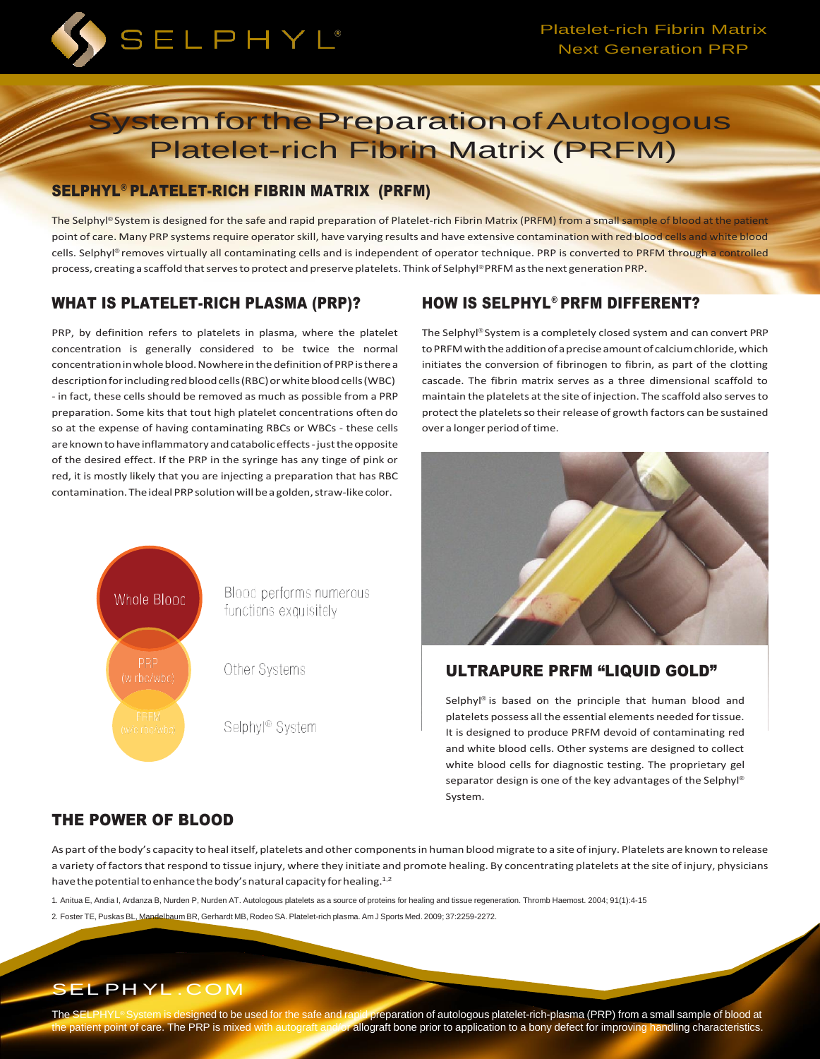# System for the Preparation of Autologous Platelet-rich Fibrin Matrix (PRFM)

Platelet-rich Fibrin Matrix
Next Generation PRP

## SELPHYL® PLATELET-RICH FIBRIN MATRIX (PRFM)

The Selphyl® System is designed for the safe and rapid preparation of Platelet-rich Fibrin Matrix (PRFM) from a small sample of blood at the patient point of care. Many PRP systems require operator skill, have varying results and have extensive contamination with red blood cells and white blood cells. Selphyl® removes virtually all contaminating cells and is independent of operator technique. PRP is converted to PRFM through a controlled process, creating a scaffold that serves to protect and preserve platelets. Think of Selphyl® PRFM as the next generation PRP.

## WHAT IS PLATELET-RICH PLASMA (PRP)?

PRP, by definition refers to platelets in plasma, where the platelet concentration is generally considered to be twice the normal concentration in whole blood. Nowhere in the definition of PRP is there a description for including red blood cells (RBC) or white blood cells (WBC) - in fact, these cells should be removed as much as possible from a PRP preparation. Some kits that tout high platelet concentrations often do so at the expense of having contaminating RBCs or WBCs - these cells are known to have inflammatory and catabolic effects - just the opposite of the desired effect. If the PRP in the syringe has any tinge of pink or red, it is mostly likely that you are injecting a preparation that has RBC contamination. The ideal PRP solution will be a golden, straw-like color.

Whole Blood — Blood performs numerous functions exquisitely

PRP (w rbc/wbc) — Other Systems

PRFM (w/o rbc/wbc) — Selphyl® System

## HOW IS SELPHYL® PRFM DIFFERENT?

The Selphyl® System is a completely closed system and can convert PRP to PRFM with the addition of a precise amount of calcium chloride, which initiates the conversion of fibrinogen to fibrin, as part of the clotting cascade. The fibrin matrix serves as a three dimensional scaffold to maintain the platelets at the site of injection. The scaffold also serves to protect the platelets so their release of growth factors can be sustained over a longer period of time.

## ULTRAPURE PRFM "LIQUID GOLD"

Selphyl® is based on the principle that human blood and platelets possess all the essential elements needed for tissue. It is designed to produce PRFM devoid of contaminating red and white blood cells. Other systems are designed to collect white blood cells for diagnostic testing. The proprietary gel separator design is one of the key advantages of the Selphyl® System.

## THE POWER OF BLOOD

As part of the body's capacity to heal itself, platelets and other components in human blood migrate to a site of injury. Platelets are known to release a variety of factors that respond to tissue injury, where they initiate and promote healing. By concentrating platelets at the site of injury, physicians have the potential to enhance the body's natural capacity for healing.[1,2]

1. Anitua E, Andia I, Ardanza B, Nurden P, Nurden AT. Autologous platelets as a source of proteins for healing and tissue regeneration. Thromb Haemost. 2004; 91(1):4-15
2. Foster TE, Puskas BL, Mandelbaum BR, Gerhardt MB, Rodeo SA. Platelet-rich plasma. Am J Sports Med. 2009; 37:2259-2272.

SELPHYL.COM

The SELPHYL® System is designed to be used for the safe and rapid preparation of autologous platelet-rich-plasma (PRP) from a small sample of blood at the patient point of care. The PRP is mixed with autograft and/or allograft bone prior to application to a bony defect for improving handling characteristics.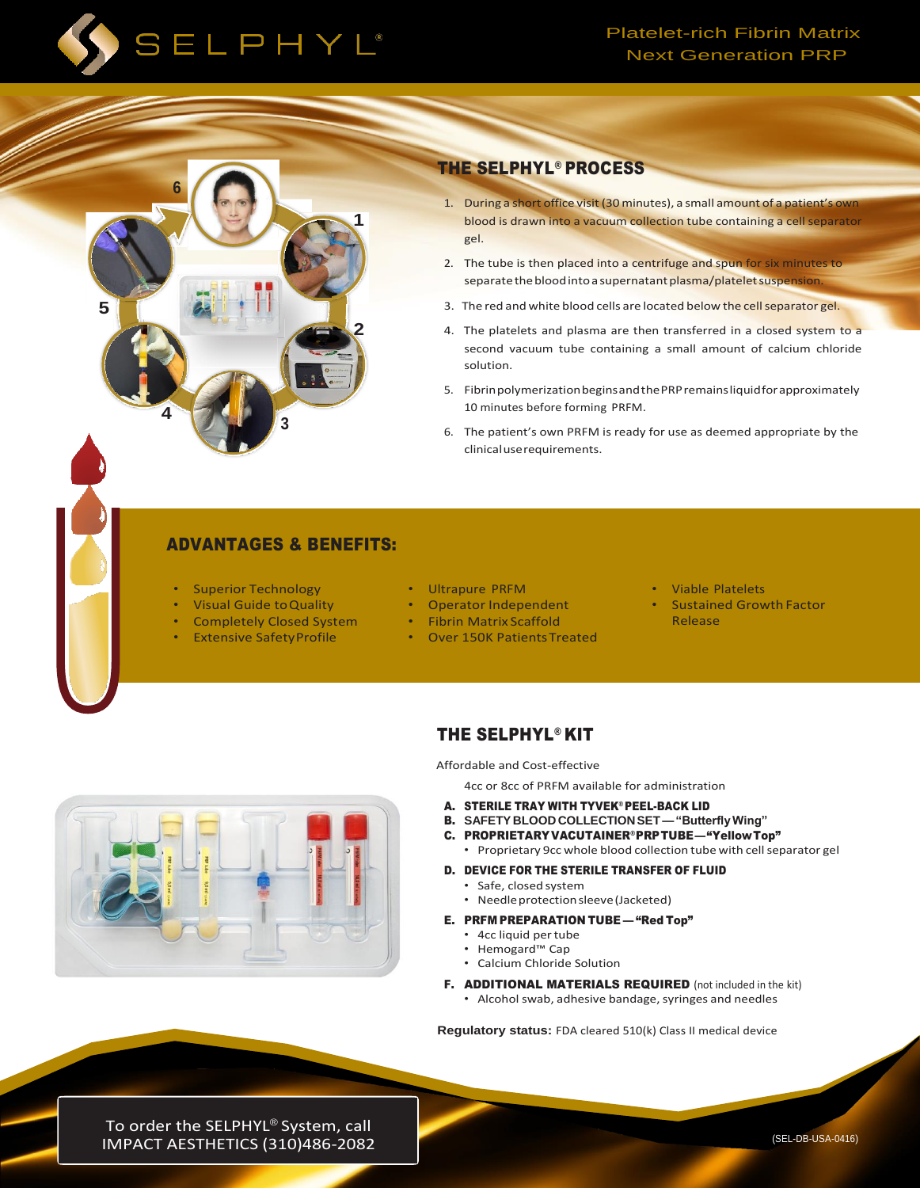# SELPHYL®

Platelet-rich Fibrin Matrix
Next Generation PRP

## THE SELPHYL® PROCESS

1. During a short office visit (30 minutes), a small amount of a patient's own blood is drawn into a vacuum collection tube containing a cell separator gel.
2. The tube is then placed into a centrifuge and spun for six minutes to separate the blood into a supernatant plasma/platelet suspension.
3. The red and white blood cells are located below the cell separator gel.
4. The platelets and plasma are then transferred in a closed system to a second vacuum tube containing a small amount of calcium chloride solution.
5. Fibrin polymerization begins and the PRP remains liquid for approximately 10 minutes before forming PRFM.
6. The patient's own PRFM is ready for use as deemed appropriate by the clinical use requirements.

## ADVANTAGES & BENEFITS:

- Superior Technology
- Visual Guide to Quality
- Completely Closed System
- Extensive Safety Profile
- Ultrapure PRFM
- Operator Independent
- Fibrin Matrix Scaffold
- Over 150K Patients Treated
- Viable Platelets
- Sustained Growth Factor Release

## THE SELPHYL® KIT

Affordable and Cost-effective

4cc or 8cc of PRFM available for administration

**A. STERILE TRAY WITH TYVEK® PEEL-BACK LID**

**B. SAFETY BLOOD COLLECTION SET — "Butterfly Wing"**

**C. PROPRIETARY VACUTAINER® PRP TUBE — "Yellow Top"**
- Proprietary 9cc whole blood collection tube with cell separator gel

**D. DEVICE FOR THE STERILE TRANSFER OF FLUID**
- Safe, closed system
- Needle protection sleeve (Jacketed)

**E. PRFM PREPARATION TUBE — "Red Top"**
- 4cc liquid per tube
- Hemogard™ Cap
- Calcium Chloride Solution

**F. ADDITIONAL MATERIALS REQUIRED** (not included in the kit)
- Alcohol swab, adhesive bandage, syringes and needles

**Regulatory status:** FDA cleared 510(k) Class II medical device

To order the SELPHYL® System, call IMPACT AESTHETICS (310)486-2082

(SEL-DB-USA-0416)